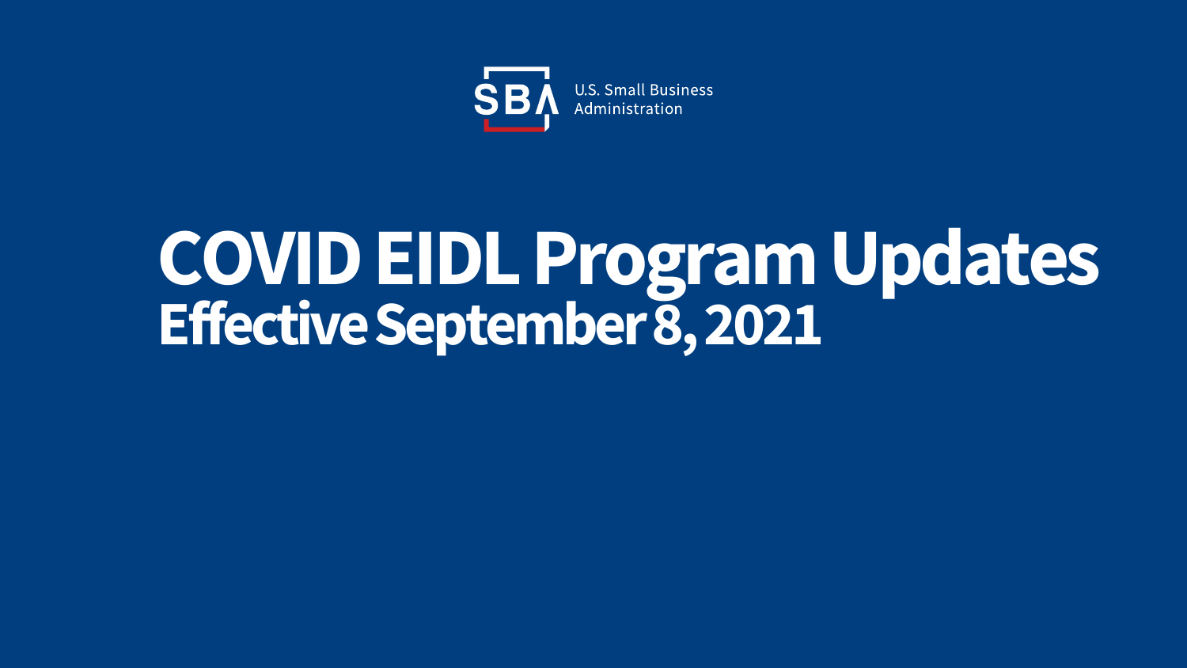U.S. Small Business Administration

# COVID EIDL Program Updates

## Effective September 8, 2021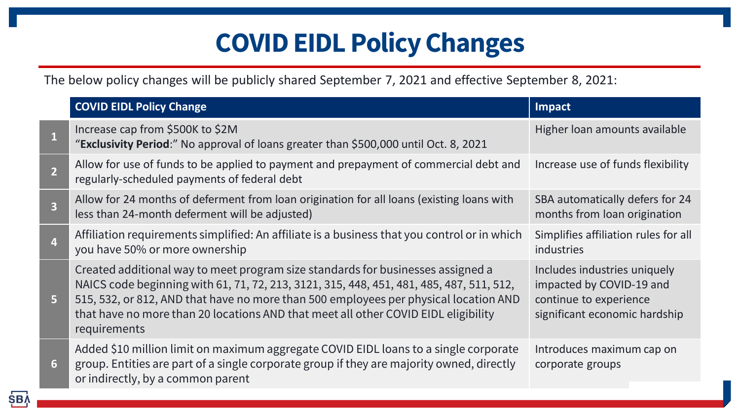# COVID EIDL Policy Changes

The below policy changes will be publicly shared September 7, 2021 and effective September 8, 2021:

| | COVID EIDL Policy Change | Impact |
|---|---|---|
| 1 | Increase cap from $500K to $2M<br>"**Exclusivity Period**:" No approval of loans greater than $500,000 until Oct. 8, 2021 | Higher loan amounts available |
| 2 | Allow for use of funds to be applied to payment and prepayment of commercial debt and regularly-scheduled payments of federal debt | Increase use of funds flexibility |
| 3 | Allow for 24 months of deferment from loan origination for all loans (existing loans with less than 24-month deferment will be adjusted) | SBA automatically defers for 24 months from loan origination |
| 4 | Affiliation requirements simplified: An affiliate is a business that you control or in which you have 50% or more ownership | Simplifies affiliation rules for all industries |
| 5 | Created additional way to meet program size standards for businesses assigned a NAICS code beginning with 61, 71, 72, 213, 3121, 315, 448, 451, 481, 485, 487, 511, 512, 515, 532, or 812, AND that have no more than 500 employees per physical location AND that have no more than 20 locations AND that meet all other COVID EIDL eligibility requirements | Includes industries uniquely impacted by COVID-19 and continue to experience significant economic hardship |
| 6 | Added $10 million limit on maximum aggregate COVID EIDL loans to a single corporate group. Entities are part of a single corporate group if they are majority owned, directly or indirectly, by a common parent | Introduces maximum cap on corporate groups |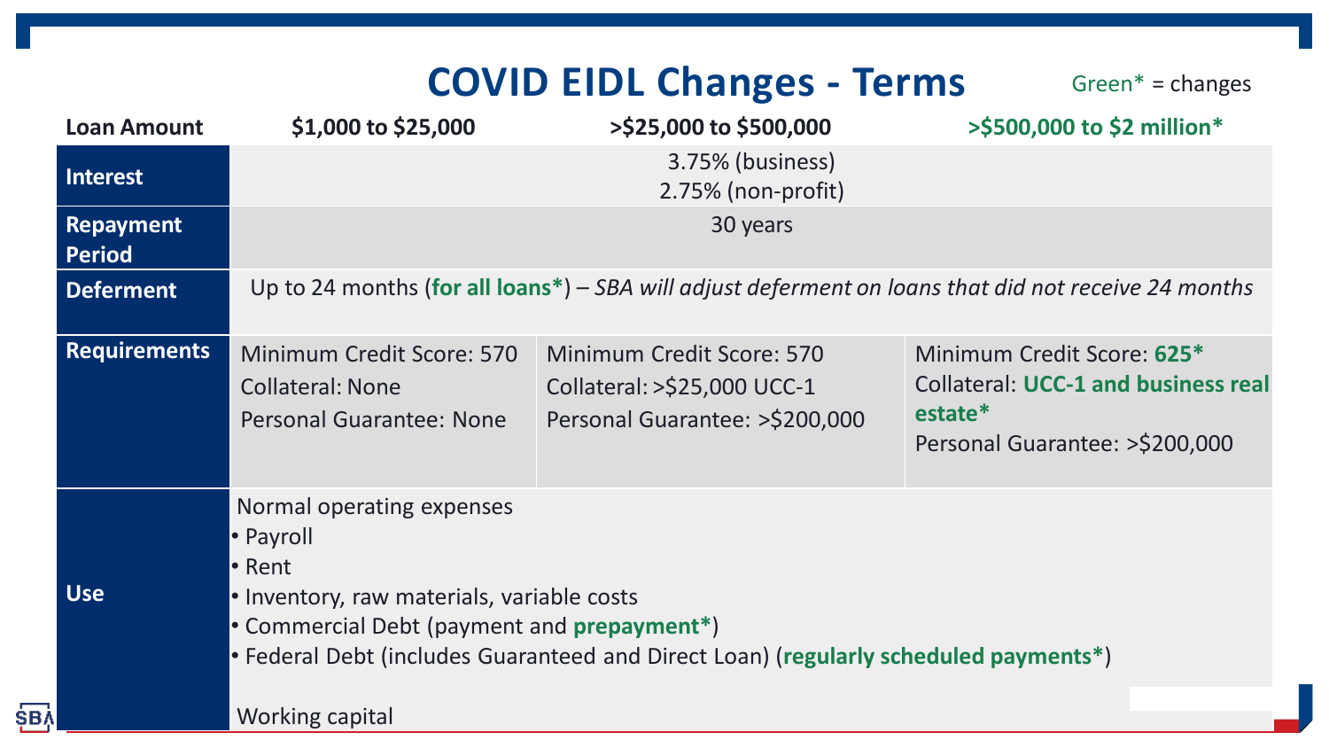# COVID EIDL Changes - Terms

Green* = changes

| Loan Amount | $1,000 to $25,000 | >$25,000 to $500,000 | **>$500,000 to $2 million*** |
|---|---|---|---|
| **Interest** | 3.75% (business)<br>2.75% (non-profit) | | |
| **Repayment Period** | 30 years | | |
| **Deferment** | Up to 24 months (**for all loans***) – *SBA will adjust deferment on loans that did not receive 24 months* | | |
| **Requirements** | Minimum Credit Score: 570<br>Collateral: None<br>Personal Guarantee: None | Minimum Credit Score: 570<br>Collateral: >$25,000 UCC-1<br>Personal Guarantee: >$200,000 | Minimum Credit Score: **625***<br>Collateral: **UCC-1 and business real estate***<br>Personal Guarantee: >$200,000 |
| **Use** | Normal operating expenses<br>• Payroll<br>• Rent<br>• Inventory, raw materials, variable costs<br>• Commercial Debt (payment and **prepayment***)<br>• Federal Debt (includes Guaranteed and Direct Loan) (**regularly scheduled payments***)<br><br>Working capital | | |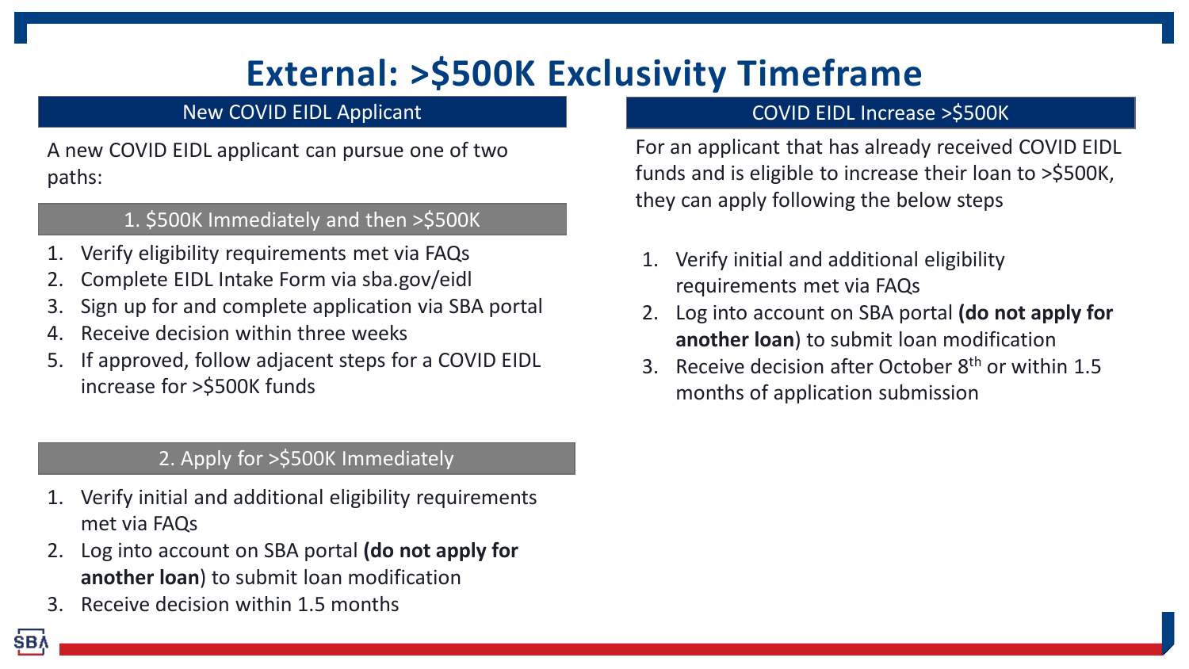# External: >$500K Exclusivity Timeframe

## New COVID EIDL Applicant

A new COVID EIDL applicant can pursue one of two paths:

### 1. $500K Immediately and then >$500K

1. Verify eligibility requirements met via FAQs
2. Complete EIDL Intake Form via sba.gov/eidl
3. Sign up for and complete application via SBA portal
4. Receive decision within three weeks
5. If approved, follow adjacent steps for a COVID EIDL increase for >$500K funds

### 2. Apply for >$500K Immediately

1. Verify initial and additional eligibility requirements met via FAQs
2. Log into account on SBA portal **(do not apply for another loan)** to submit loan modification
3. Receive decision within 1.5 months

## COVID EIDL Increase >$500K

For an applicant that has already received COVID EIDL funds and is eligible to increase their loan to >$500K, they can apply following the below steps

1. Verify initial and additional eligibility requirements met via FAQs
2. Log into account on SBA portal **(do not apply for another loan)** to submit loan modification
3. Receive decision after October 8th or within 1.5 months of application submission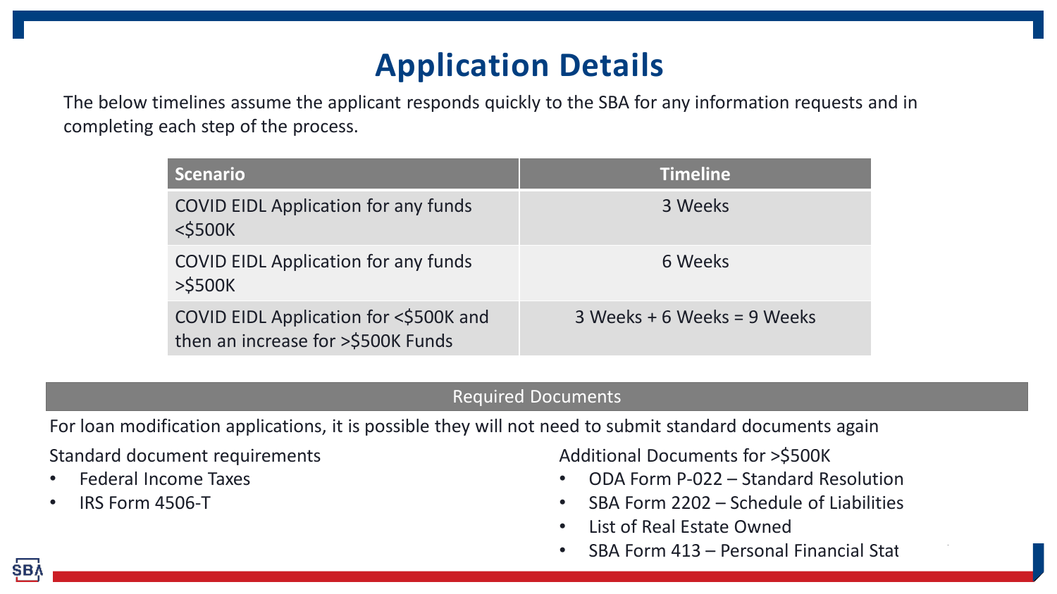# Application Details

The below timelines assume the applicant responds quickly to the SBA for any information requests and in completing each step of the process.

| Scenario | Timeline |
|---|---|
| COVID EIDL Application for any funds <$500K | 3 Weeks |
| COVID EIDL Application for any funds >$500K | 6 Weeks |
| COVID EIDL Application for <$500K and then an increase for >$500K Funds | 3 Weeks + 6 Weeks = 9 Weeks |

## Required Documents

For loan modification applications, it is possible they will not need to submit standard documents again

Standard document requirements

- Federal Income Taxes
- IRS Form 4506-T

Additional Documents for >$500K

- ODA Form P-022 – Standard Resolution
- SBA Form 2202 – Schedule of Liabilities
- List of Real Estate Owned
- SBA Form 413 – Personal Financial Stat